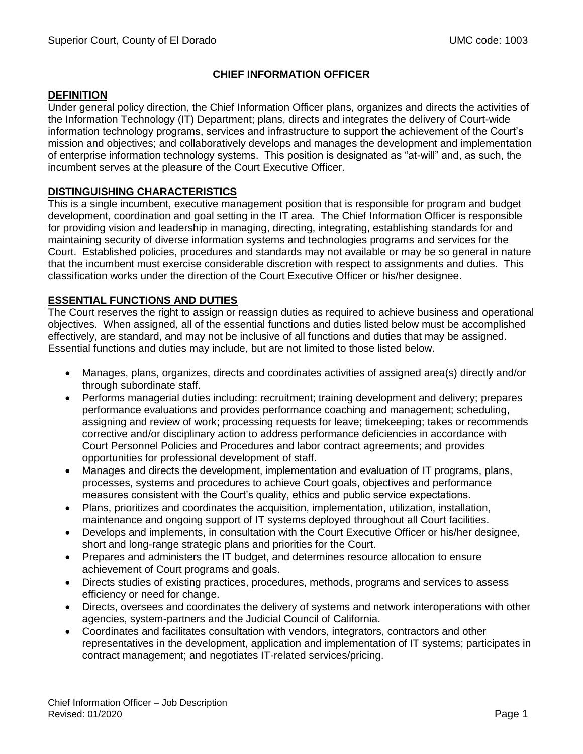Superior Court, County of El Dorado UMC code: 1003

# CHIEF INFORMATION OFFICER

## DEFINITION

Under general policy direction, the Chief Information Officer plans, organizes and directs the activities of the Information Technology (IT) Department; plans, directs and integrates the delivery of Court-wide information technology programs, services and infrastructure to support the achievement of the Court's mission and objectives; and collaboratively develops and manages the development and implementation of enterprise information technology systems. This position is designated as "at-will" and, as such, the incumbent serves at the pleasure of the Court Executive Officer.

## DISTINGUISHING CHARACTERISTICS

This is a single incumbent, executive management position that is responsible for program and budget development, coordination and goal setting in the IT area. The Chief Information Officer is responsible for providing vision and leadership in managing, directing, integrating, establishing standards for and maintaining security of diverse information systems and technologies programs and services for the Court. Established policies, procedures and standards may not available or may be so general in nature that the incumbent must exercise considerable discretion with respect to assignments and duties. This classification works under the direction of the Court Executive Officer or his/her designee.

## ESSENTIAL FUNCTIONS AND DUTIES

The Court reserves the right to assign or reassign duties as required to achieve business and operational objectives. When assigned, all of the essential functions and duties listed below must be accomplished effectively, are standard, and may not be inclusive of all functions and duties that may be assigned. Essential functions and duties may include, but are not limited to those listed below.

- Manages, plans, organizes, directs and coordinates activities of assigned area(s) directly and/or through subordinate staff.
- Performs managerial duties including: recruitment; training development and delivery; prepares performance evaluations and provides performance coaching and management; scheduling, assigning and review of work; processing requests for leave; timekeeping; takes or recommends corrective and/or disciplinary action to address performance deficiencies in accordance with Court Personnel Policies and Procedures and labor contract agreements; and provides opportunities for professional development of staff.
- Manages and directs the development, implementation and evaluation of IT programs, plans, processes, systems and procedures to achieve Court goals, objectives and performance measures consistent with the Court's quality, ethics and public service expectations.
- Plans, prioritizes and coordinates the acquisition, implementation, utilization, installation, maintenance and ongoing support of IT systems deployed throughout all Court facilities.
- Develops and implements, in consultation with the Court Executive Officer or his/her designee, short and long-range strategic plans and priorities for the Court.
- Prepares and administers the IT budget, and determines resource allocation to ensure achievement of Court programs and goals.
- Directs studies of existing practices, procedures, methods, programs and services to assess efficiency or need for change.
- Directs, oversees and coordinates the delivery of systems and network interoperations with other agencies, system-partners and the Judicial Council of California.
- Coordinates and facilitates consultation with vendors, integrators, contractors and other representatives in the development, application and implementation of IT systems; participates in contract management; and negotiates IT-related services/pricing.

Chief Information Officer – Job Description
Revised: 01/2020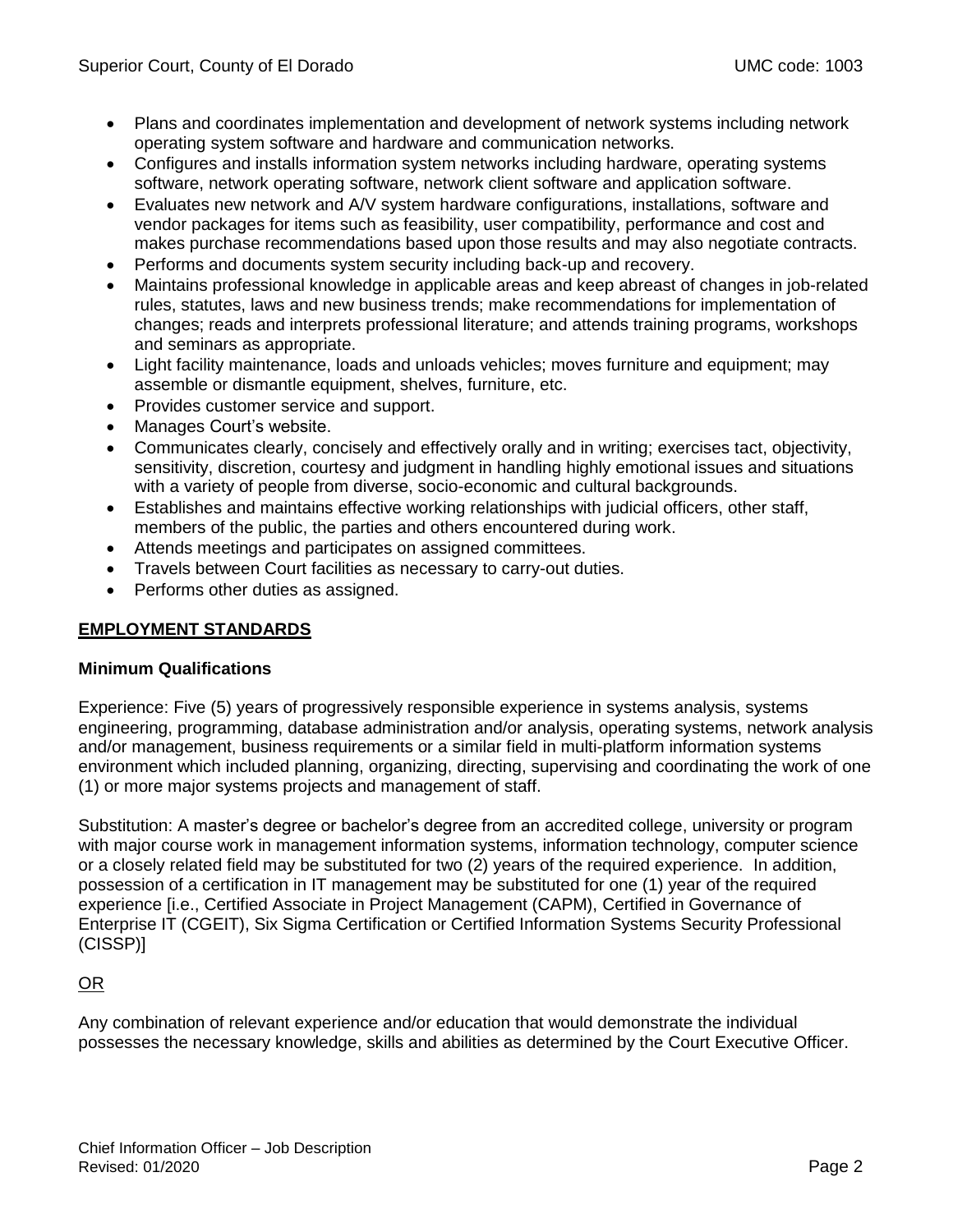- Plans and coordinates implementation and development of network systems including network operating system software and hardware and communication networks.
- Configures and installs information system networks including hardware, operating systems software, network operating software, network client software and application software.
- Evaluates new network and A/V system hardware configurations, installations, software and vendor packages for items such as feasibility, user compatibility, performance and cost and makes purchase recommendations based upon those results and may also negotiate contracts.
- Performs and documents system security including back-up and recovery.
- Maintains professional knowledge in applicable areas and keep abreast of changes in job-related rules, statutes, laws and new business trends; make recommendations for implementation of changes; reads and interprets professional literature; and attends training programs, workshops and seminars as appropriate.
- Light facility maintenance, loads and unloads vehicles; moves furniture and equipment; may assemble or dismantle equipment, shelves, furniture, etc.
- Provides customer service and support.
- Manages Court's website.
- Communicates clearly, concisely and effectively orally and in writing; exercises tact, objectivity, sensitivity, discretion, courtesy and judgment in handling highly emotional issues and situations with a variety of people from diverse, socio-economic and cultural backgrounds.
- Establishes and maintains effective working relationships with judicial officers, other staff, members of the public, the parties and others encountered during work.
- Attends meetings and participates on assigned committees.
- Travels between Court facilities as necessary to carry-out duties.
- Performs other duties as assigned.

## EMPLOYMENT STANDARDS

### Minimum Qualifications

Experience: Five (5) years of progressively responsible experience in systems analysis, systems engineering, programming, database administration and/or analysis, operating systems, network analysis and/or management, business requirements or a similar field in multi-platform information systems environment which included planning, organizing, directing, supervising and coordinating the work of one (1) or more major systems projects and management of staff.

Substitution: A master's degree or bachelor's degree from an accredited college, university or program with major course work in management information systems, information technology, computer science or a closely related field may be substituted for two (2) years of the required experience. In addition, possession of a certification in IT management may be substituted for one (1) year of the required experience [i.e., Certified Associate in Project Management (CAPM), Certified in Governance of Enterprise IT (CGEIT), Six Sigma Certification or Certified Information Systems Security Professional (CISSP)]

OR

Any combination of relevant experience and/or education that would demonstrate the individual possesses the necessary knowledge, skills and abilities as determined by the Court Executive Officer.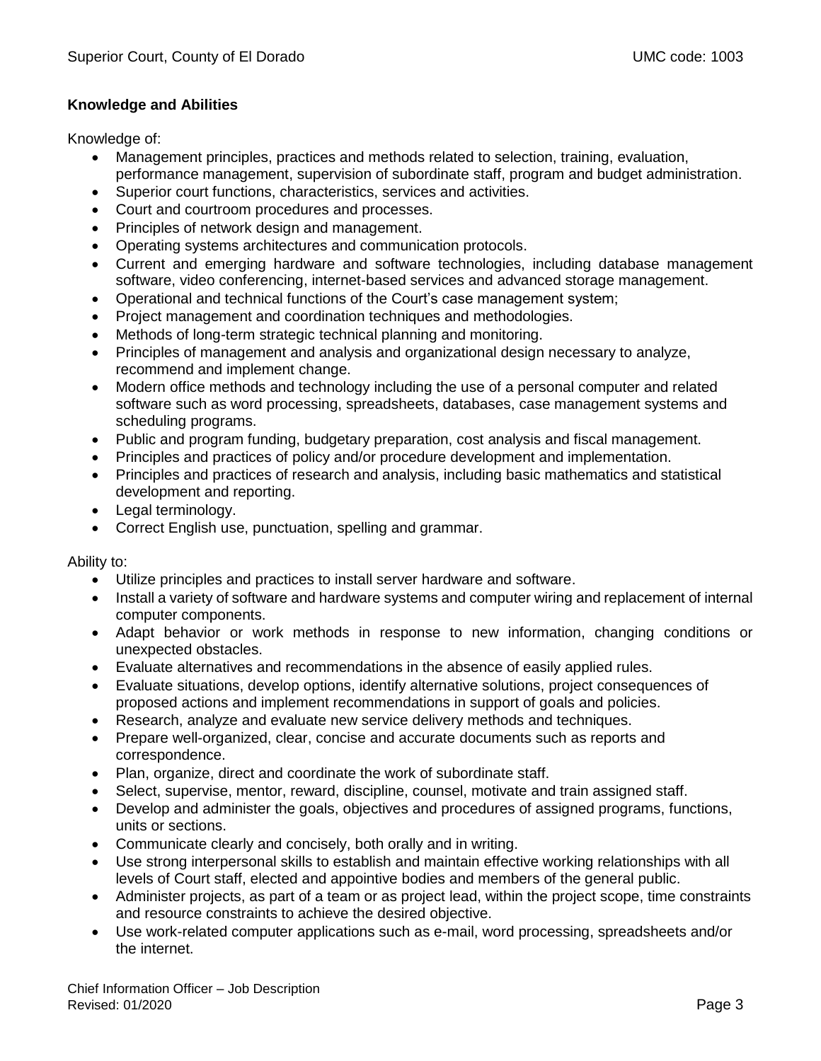**Knowledge and Abilities**

Knowledge of:

- Management principles, practices and methods related to selection, training, evaluation, performance management, supervision of subordinate staff, program and budget administration.
- Superior court functions, characteristics, services and activities.
- Court and courtroom procedures and processes.
- Principles of network design and management.
- Operating systems architectures and communication protocols.
- Current and emerging hardware and software technologies, including database management software, video conferencing, internet-based services and advanced storage management.
- Operational and technical functions of the Court's case management system;
- Project management and coordination techniques and methodologies.
- Methods of long-term strategic technical planning and monitoring.
- Principles of management and analysis and organizational design necessary to analyze, recommend and implement change.
- Modern office methods and technology including the use of a personal computer and related software such as word processing, spreadsheets, databases, case management systems and scheduling programs.
- Public and program funding, budgetary preparation, cost analysis and fiscal management.
- Principles and practices of policy and/or procedure development and implementation.
- Principles and practices of research and analysis, including basic mathematics and statistical development and reporting.
- Legal terminology.
- Correct English use, punctuation, spelling and grammar.

Ability to:

- Utilize principles and practices to install server hardware and software.
- Install a variety of software and hardware systems and computer wiring and replacement of internal computer components.
- Adapt behavior or work methods in response to new information, changing conditions or unexpected obstacles.
- Evaluate alternatives and recommendations in the absence of easily applied rules.
- Evaluate situations, develop options, identify alternative solutions, project consequences of proposed actions and implement recommendations in support of goals and policies.
- Research, analyze and evaluate new service delivery methods and techniques.
- Prepare well-organized, clear, concise and accurate documents such as reports and correspondence.
- Plan, organize, direct and coordinate the work of subordinate staff.
- Select, supervise, mentor, reward, discipline, counsel, motivate and train assigned staff.
- Develop and administer the goals, objectives and procedures of assigned programs, functions, units or sections.
- Communicate clearly and concisely, both orally and in writing.
- Use strong interpersonal skills to establish and maintain effective working relationships with all levels of Court staff, elected and appointive bodies and members of the general public.
- Administer projects, as part of a team or as project lead, within the project scope, time constraints and resource constraints to achieve the desired objective.
- Use work-related computer applications such as e-mail, word processing, spreadsheets and/or the internet.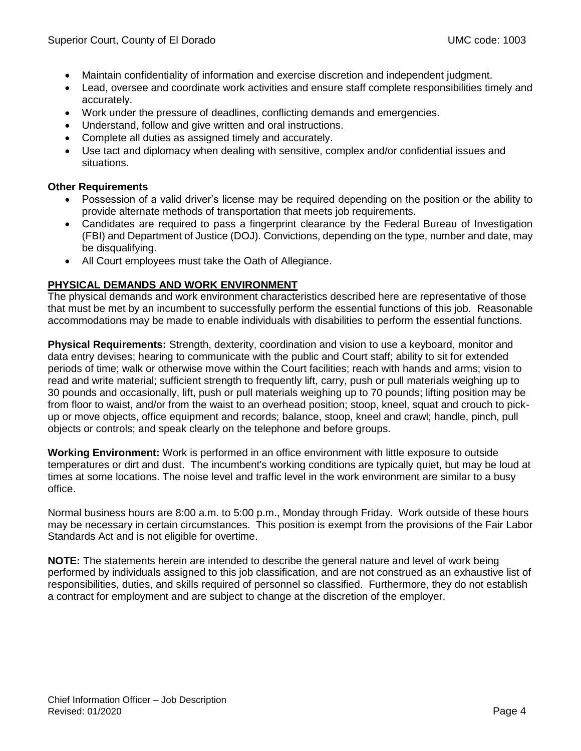- Maintain confidentiality of information and exercise discretion and independent judgment.
- Lead, oversee and coordinate work activities and ensure staff complete responsibilities timely and accurately.
- Work under the pressure of deadlines, conflicting demands and emergencies.
- Understand, follow and give written and oral instructions.
- Complete all duties as assigned timely and accurately.
- Use tact and diplomacy when dealing with sensitive, complex and/or confidential issues and situations.

**Other Requirements**

- Possession of a valid driver's license may be required depending on the position or the ability to provide alternate methods of transportation that meets job requirements.
- Candidates are required to pass a fingerprint clearance by the Federal Bureau of Investigation (FBI) and Department of Justice (DOJ). Convictions, depending on the type, number and date, may be disqualifying.
- All Court employees must take the Oath of Allegiance.

## PHYSICAL DEMANDS AND WORK ENVIRONMENT

The physical demands and work environment characteristics described here are representative of those that must be met by an incumbent to successfully perform the essential functions of this job. Reasonable accommodations may be made to enable individuals with disabilities to perform the essential functions.

**Physical Requirements:** Strength, dexterity, coordination and vision to use a keyboard, monitor and data entry devises; hearing to communicate with the public and Court staff; ability to sit for extended periods of time; walk or otherwise move within the Court facilities; reach with hands and arms; vision to read and write material; sufficient strength to frequently lift, carry, push or pull materials weighing up to 30 pounds and occasionally, lift, push or pull materials weighing up to 70 pounds; lifting position may be from floor to waist, and/or from the waist to an overhead position; stoop, kneel, squat and crouch to pick-up or move objects, office equipment and records; balance, stoop, kneel and crawl; handle, pinch, pull objects or controls; and speak clearly on the telephone and before groups.

**Working Environment:** Work is performed in an office environment with little exposure to outside temperatures or dirt and dust. The incumbent's working conditions are typically quiet, but may be loud at times at some locations. The noise level and traffic level in the work environment are similar to a busy office.

Normal business hours are 8:00 a.m. to 5:00 p.m., Monday through Friday. Work outside of these hours may be necessary in certain circumstances. This position is exempt from the provisions of the Fair Labor Standards Act and is not eligible for overtime.

**NOTE:** The statements herein are intended to describe the general nature and level of work being performed by individuals assigned to this job classification, and are not construed as an exhaustive list of responsibilities, duties, and skills required of personnel so classified. Furthermore, they do not establish a contract for employment and are subject to change at the discretion of the employer.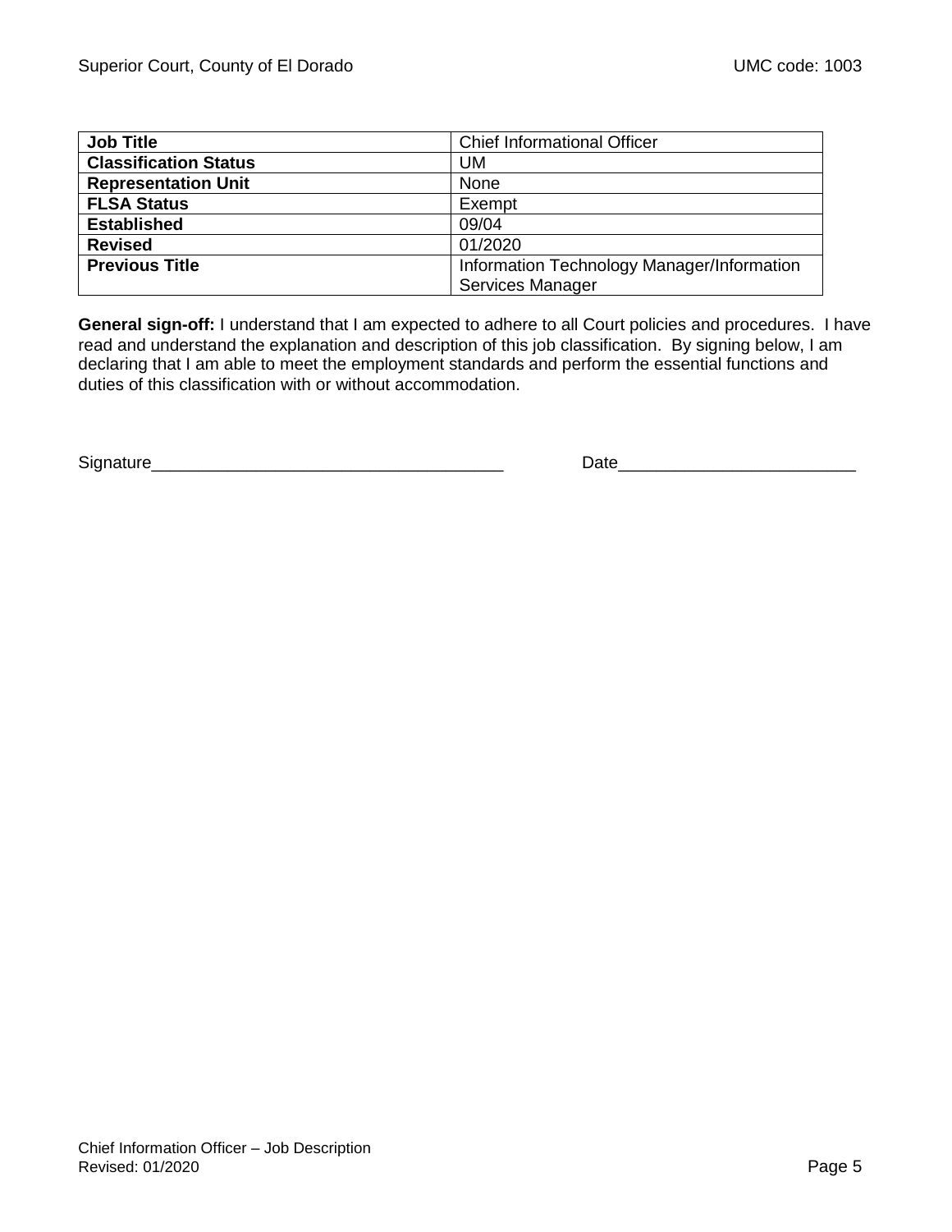| | |
|---|---|
| **Job Title** | Chief Informational Officer |
| **Classification Status** | UM |
| **Representation Unit** | None |
| **FLSA Status** | Exempt |
| **Established** | 09/04 |
| **Revised** | 01/2020 |
| **Previous Title** | Information Technology Manager/Information Services Manager |

**General sign-off:** I understand that I am expected to adhere to all Court policies and procedures. I have read and understand the explanation and description of this job classification. By signing below, I am declaring that I am able to meet the employment standards and perform the essential functions and duties of this classification with or without accommodation.

Signature_____________________________________ Date_________________________